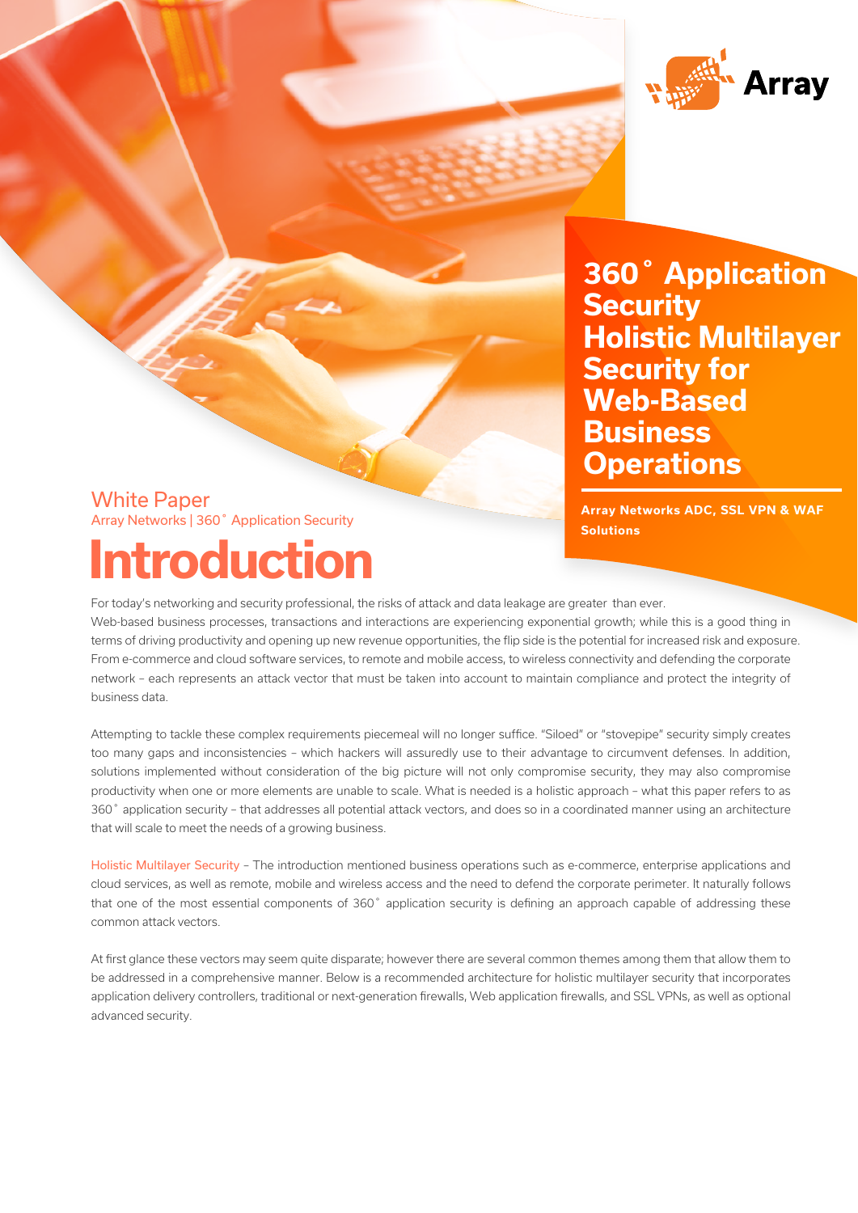Array

# 360˚ Application Security Holistic Multilayer Security for Web-Based Business Operations

**Array Networks ADC, SSL VPN & WAF Solutions**

White Paper

Array Networks | 360˚ Application Security

## Introduction

For today's networking and security professional, the risks of attack and data leakage are greater than ever. Web-based business processes, transactions and interactions are experiencing exponential growth; while this is a good thing in terms of driving productivity and opening up new revenue opportunities, the flip side is the potential for increased risk and exposure. From e-commerce and cloud software services, to remote and mobile access, to wireless connectivity and defending the corporate network – each represents an attack vector that must be taken into account to maintain compliance and protect the integrity of business data.

Attempting to tackle these complex requirements piecemeal will no longer suffice. "Siloed" or "stovepipe" security simply creates too many gaps and inconsistencies – which hackers will assuredly use to their advantage to circumvent defenses. In addition, solutions implemented without consideration of the big picture will not only compromise security, they may also compromise productivity when one or more elements are unable to scale. What is needed is a holistic approach – what this paper refers to as 360˚ application security – that addresses all potential attack vectors, and does so in a coordinated manner using an architecture that will scale to meet the needs of a growing business.

Holistic Multilayer Security – The introduction mentioned business operations such as e-commerce, enterprise applications and cloud services, as well as remote, mobile and wireless access and the need to defend the corporate perimeter. It naturally follows that one of the most essential components of 360˚ application security is defining an approach capable of addressing these common attack vectors.

At first glance these vectors may seem quite disparate; however there are several common themes among them that allow them to be addressed in a comprehensive manner. Below is a recommended architecture for holistic multilayer security that incorporates application delivery controllers, traditional or next-generation firewalls, Web application firewalls, and SSL VPNs, as well as optional advanced security.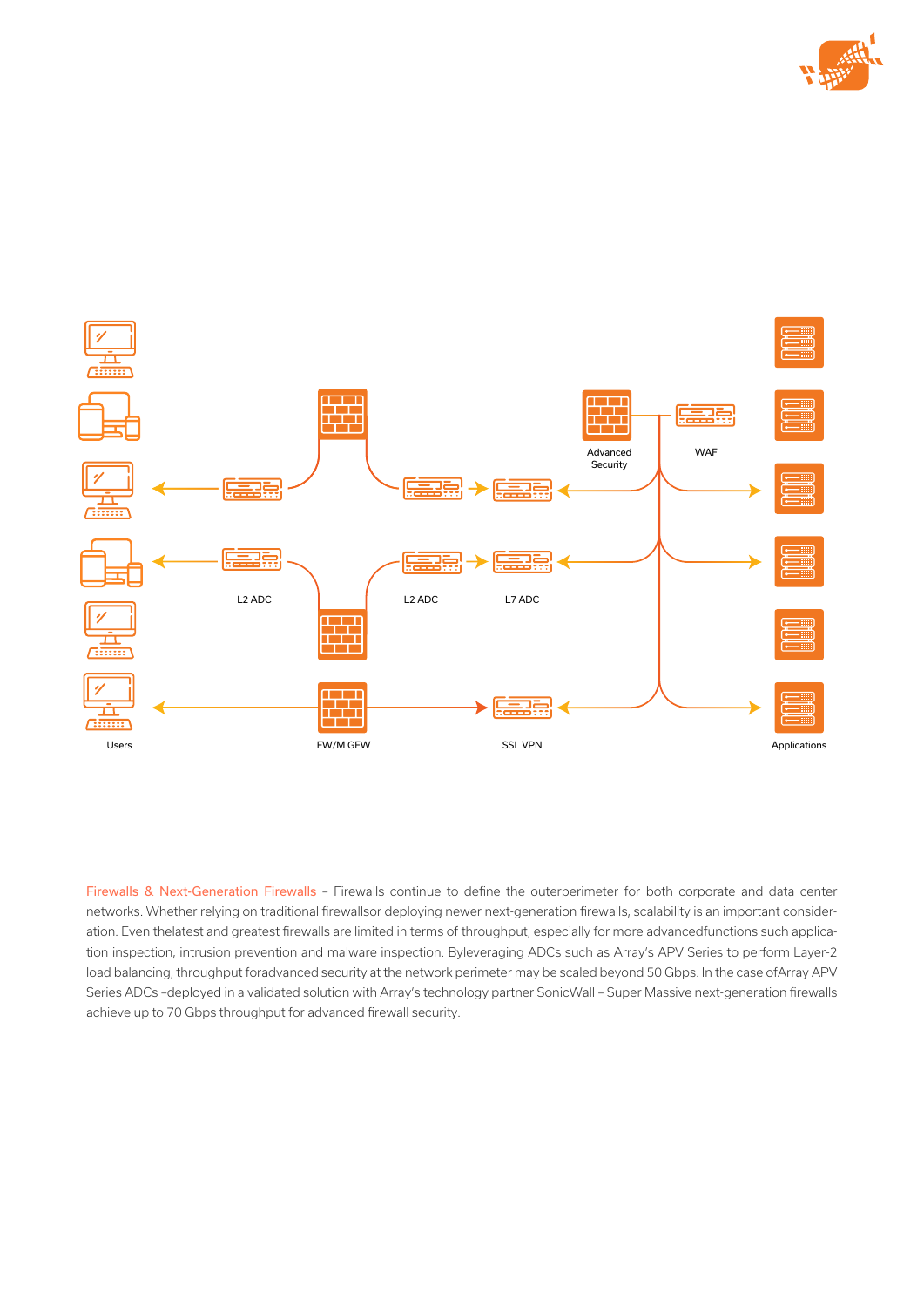Users

L2 ADC

FW/M GFW

L2 ADC

L7 ADC

SSL VPN

Advanced Security

WAF

Applications

Firewalls & Next-Generation Firewalls – Firewalls continue to define the outerperimeter for both corporate and data center networks. Whether relying on traditional firewallsor deploying newer next-generation firewalls, scalability is an important consideration. Even thelatest and greatest firewalls are limited in terms of throughput, especially for more advancedfunctions such application inspection, intrusion prevention and malware inspection. Byleveraging ADCs such as Array's APV Series to perform Layer-2 load balancing, throughput foradvanced security at the network perimeter may be scaled beyond 50 Gbps. In the case ofArray APV Series ADCs –deployed in a validated solution with Array's technology partner SonicWall – Super Massive next-generation firewalls achieve up to 70 Gbps throughput for advanced firewall security.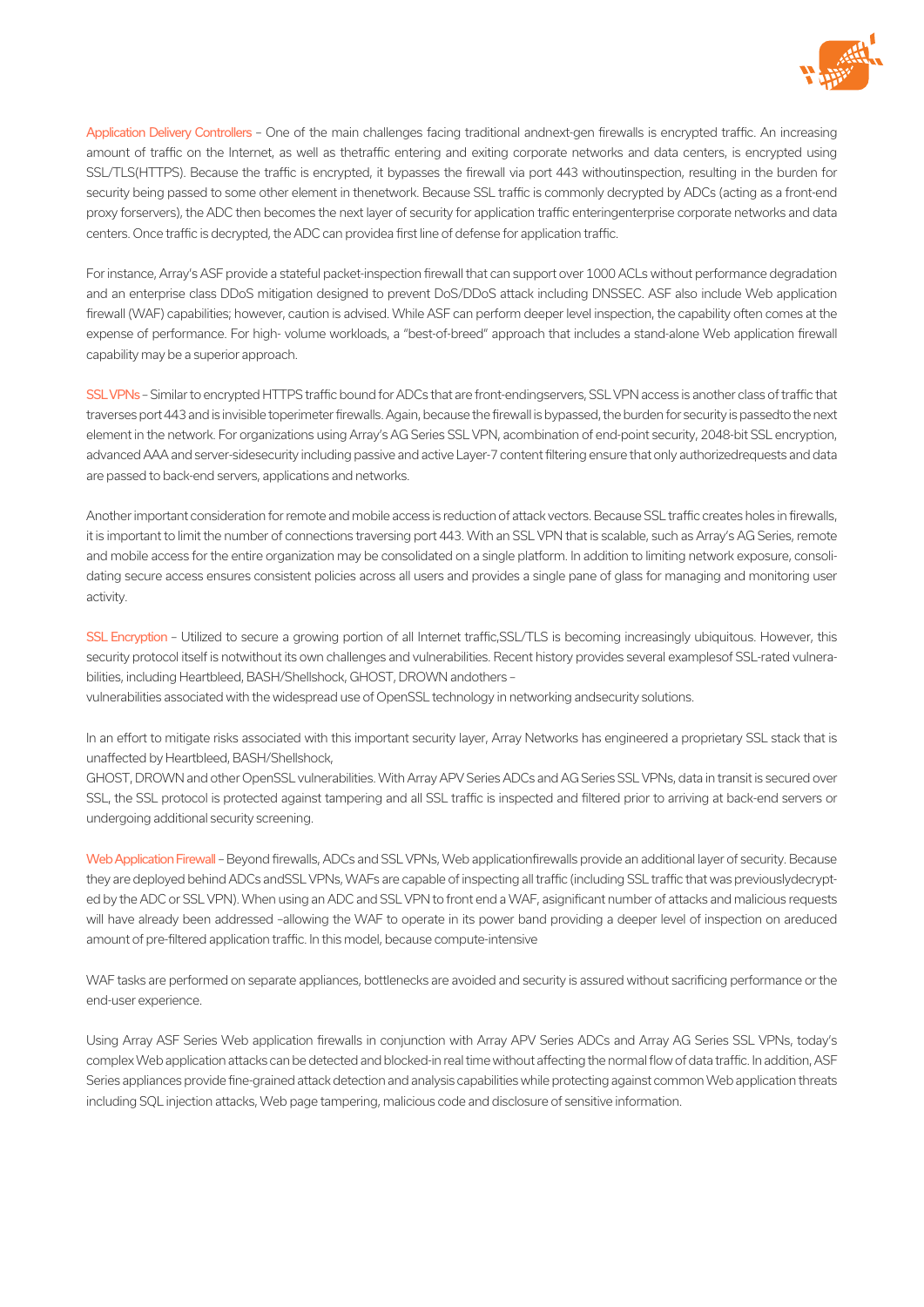Application Delivery Controllers – One of the main challenges facing traditional andnext-gen firewalls is encrypted traffic. An increasing amount of traffic on the Internet, as well as thetraffic entering and exiting corporate networks and data centers, is encrypted using SSL/TLS(HTTPS). Because the traffic is encrypted, it bypasses the firewall via port 443 withoutinspection, resulting in the burden for security being passed to some other element in thenetwork. Because SSL traffic is commonly decrypted by ADCs (acting as a front-end proxy forservers), the ADC then becomes the next layer of security for application traffic enteringenterprise corporate networks and data centers. Once traffic is decrypted, the ADC can providea first line of defense for application traffic.

For instance, Array's ASF provide a stateful packet-inspection firewall that can support over 1000 ACLs without performance degradation and an enterprise class DDoS mitigation designed to prevent DoS/DDoS attack including DNSSEC. ASF also include Web application firewall (WAF) capabilities; however, caution is advised. While ASF can perform deeper level inspection, the capability often comes at the expense of performance. For high- volume workloads, a "best-of-breed" approach that includes a stand-alone Web application firewall capability may be a superior approach.

SSL VPNs – Similar to encrypted HTTPS traffic bound for ADCs that are front-endingservers, SSL VPN access is another class of traffic that traverses port 443 and is invisible toperimeter firewalls. Again, because the firewall is bypassed, the burden for security is passedto the next element in the network. For organizations using Array's AG Series SSL VPN, acombination of end-point security, 2048-bit SSL encryption, advanced AAA and server-sidesecurity including passive and active Layer-7 content filtering ensure that only authorizedrequests and data are passed to back-end servers, applications and networks.

Another important consideration for remote and mobile access is reduction of attack vectors. Because SSL traffic creates holes in firewalls, it is important to limit the number of connections traversing port 443. With an SSL VPN that is scalable, such as Array's AG Series, remote and mobile access for the entire organization may be consolidated on a single platform. In addition to limiting network exposure, consolidating secure access ensures consistent policies across all users and provides a single pane of glass for managing and monitoring user activity.

SSL Encryption – Utilized to secure a growing portion of all Internet traffic,SSL/TLS is becoming increasingly ubiquitous. However, this security protocol itself is notwithout its own challenges and vulnerabilities. Recent history provides several examplesof SSL-rated vulnerabilities, including Heartbleed, BASH/Shellshock, GHOST, DROWN andothers –
vulnerabilities associated with the widespread use of OpenSSL technology in networking andsecurity solutions.

In an effort to mitigate risks associated with this important security layer, Array Networks has engineered a proprietary SSL stack that is unaffected by Heartbleed, BASH/Shellshock,
GHOST, DROWN and other OpenSSL vulnerabilities. With Array APV Series ADCs and AG Series SSL VPNs, data in transit is secured over SSL, the SSL protocol is protected against tampering and all SSL traffic is inspected and filtered prior to arriving at back-end servers or undergoing additional security screening.

Web Application Firewall – Beyond firewalls, ADCs and SSL VPNs, Web applicationfirewalls provide an additional layer of security. Because they are deployed behind ADCs andSSL VPNs, WAFs are capable of inspecting all traffic (including SSL traffic that was previouslydecrypted by the ADC or SSL VPN). When using an ADC and SSL VPN to front end a WAF, asignificant number of attacks and malicious requests will have already been addressed –allowing the WAF to operate in its power band providing a deeper level of inspection on areduced amount of pre-filtered application traffic. In this model, because compute-intensive

WAF tasks are performed on separate appliances, bottlenecks are avoided and security is assured without sacrificing performance or the end-user experience.

Using Array ASF Series Web application firewalls in conjunction with Array APV Series ADCs and Array AG Series SSL VPNs, today's complex Web application attacks can be detected and blocked-in real time without affecting the normal flow of data traffic. In addition, ASF Series appliances provide fine-grained attack detection and analysis capabilities while protecting against common Web application threats including SQL injection attacks, Web page tampering, malicious code and disclosure of sensitive information.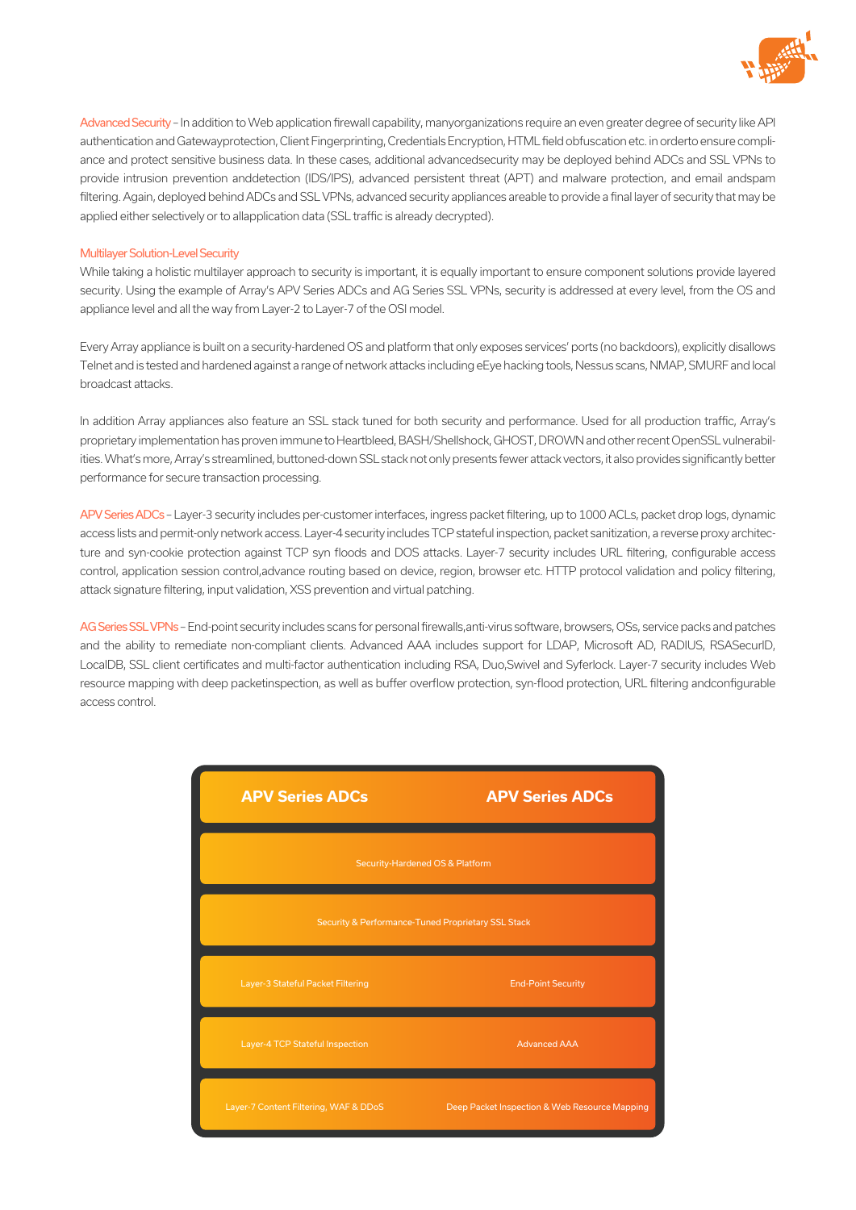Advanced Security – In addition to Web application firewall capability, manyorganizations require an even greater degree of security like API authentication and Gatewayprotection, Client Fingerprinting, Credentials Encryption, HTML field obfuscation etc. in orderto ensure compliance and protect sensitive business data. In these cases, additional advancedsecurity may be deployed behind ADCs and SSL VPNs to provide intrusion prevention anddetection (IDS/IPS), advanced persistent threat (APT) and malware protection, and email andspam filtering. Again, deployed behind ADCs and SSL VPNs, advanced security appliances areable to provide a final layer of security that may be applied either selectively or to allapplication data (SSL traffic is already decrypted).

## Multilayer Solution-Level Security

While taking a holistic multilayer approach to security is important, it is equally important to ensure component solutions provide layered security. Using the example of Array's APV Series ADCs and AG Series SSL VPNs, security is addressed at every level, from the OS and appliance level and all the way from Layer-2 to Layer-7 of the OSI model.

Every Array appliance is built on a security-hardened OS and platform that only exposes services' ports (no backdoors), explicitly disallows Telnet and is tested and hardened against a range of network attacks including eEye hacking tools, Nessus scans, NMAP, SMURF and local broadcast attacks.

In addition Array appliances also feature an SSL stack tuned for both security and performance. Used for all production traffic, Array's proprietary implementation has proven immune to Heartbleed, BASH/Shellshock, GHOST, DROWN and other recent OpenSSL vulnerabilities. What's more, Array's streamlined, buttoned-down SSL stack not only presents fewer attack vectors, it also provides significantly better performance for secure transaction processing.

APV Series ADCs – Layer-3 security includes per-customer interfaces, ingress packet filtering, up to 1000 ACLs, packet drop logs, dynamic access lists and permit-only network access. Layer-4 security includes TCP stateful inspection, packet sanitization, a reverse proxy architecture and syn-cookie protection against TCP syn floods and DOS attacks. Layer-7 security includes URL filtering, configurable access control, application session control,advance routing based on device, region, browser etc. HTTP protocol validation and policy filtering, attack signature filtering, input validation, XSS prevention and virtual patching.

AG Series SSL VPNs – End-point security includes scans for personal firewalls,anti-virus software, browsers, OSs, service packs and patches and the ability to remediate non-compliant clients. Advanced AAA includes support for LDAP, Microsoft AD, RADIUS, RSASecurID, LocalDB, SSL client certificates and multi-factor authentication including RSA, Duo,Swivel and Syferlock. Layer-7 security includes Web resource mapping with deep packetinspection, as well as buffer overflow protection, syn-flood protection, URL filtering andconfigurable access control.

| APV Series ADCs | APV Series ADCs |
|---|---|
| Security-Hardened OS & Platform | |
| Security & Performance-Tuned Proprietary SSL Stack | |
| Layer-3 Stateful Packet Filtering | End-Point Security |
| Layer-4 TCP Stateful Inspection | Advanced AAA |
| Layer-7 Content Filtering, WAF & DDoS | Deep Packet Inspection & Web Resource Mapping |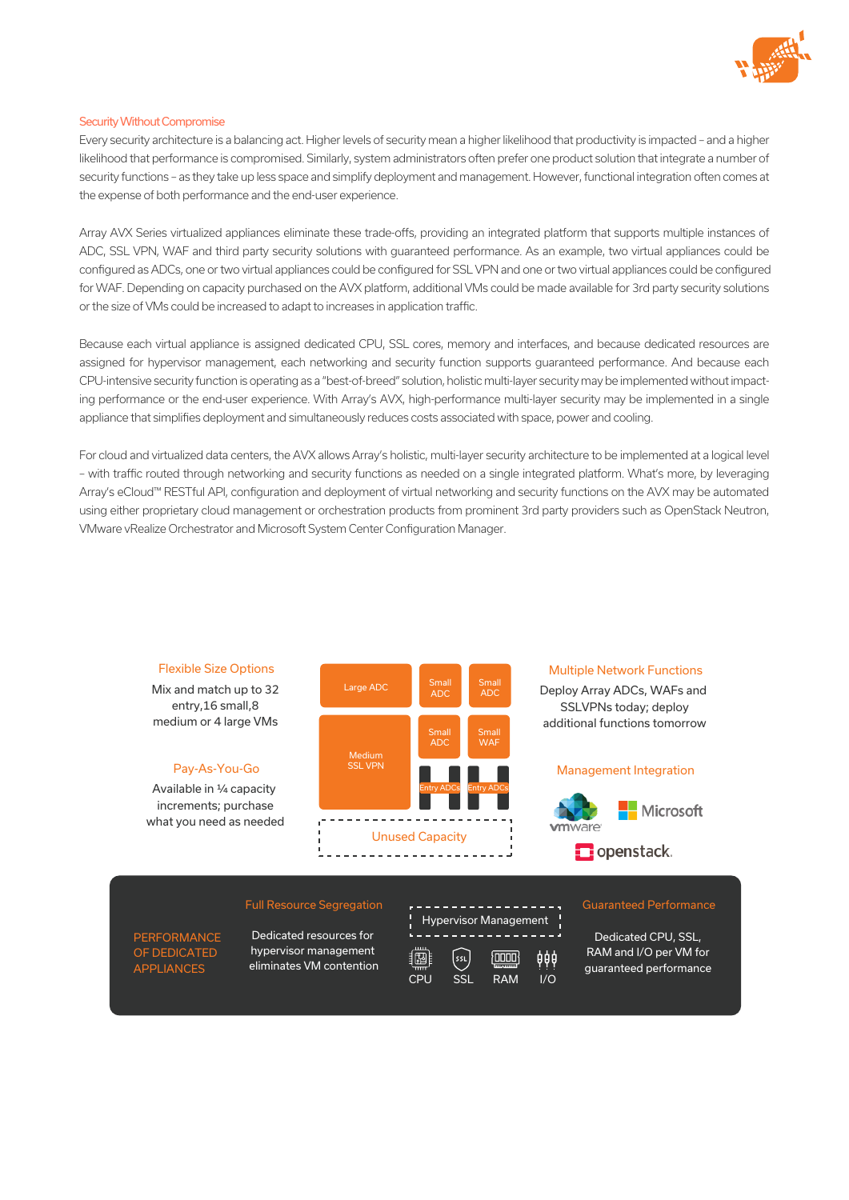## Security Without Compromise

Every security architecture is a balancing act. Higher levels of security mean a higher likelihood that productivity is impacted – and a higher likelihood that performance is compromised. Similarly, system administrators often prefer one product solution that integrate a number of security functions – as they take up less space and simplify deployment and management. However, functional integration often comes at the expense of both performance and the end-user experience.

Array AVX Series virtualized appliances eliminate these trade-offs, providing an integrated platform that supports multiple instances of ADC, SSL VPN, WAF and third party security solutions with guaranteed performance. As an example, two virtual appliances could be configured as ADCs, one or two virtual appliances could be configured for SSL VPN and one or two virtual appliances could be configured for WAF. Depending on capacity purchased on the AVX platform, additional VMs could be made available for 3rd party security solutions or the size of VMs could be increased to adapt to increases in application traffic.

Because each virtual appliance is assigned dedicated CPU, SSL cores, memory and interfaces, and because dedicated resources are assigned for hypervisor management, each networking and security function supports guaranteed performance. And because each CPU-intensive security function is operating as a "best-of-breed" solution, holistic multi-layer security may be implemented without impacting performance or the end-user experience. With Array's AVX, high-performance multi-layer security may be implemented in a single appliance that simplifies deployment and simultaneously reduces costs associated with space, power and cooling.

For cloud and virtualized data centers, the AVX allows Array's holistic, multi-layer security architecture to be implemented at a logical level – with traffic routed through networking and security functions as needed on a single integrated platform. What's more, by leveraging Array's eCloud™ RESTful API, configuration and deployment of virtual networking and security functions on the AVX may be automated using either proprietary cloud management or orchestration products from prominent 3rd party providers such as OpenStack Neutron, VMware vRealize Orchestrator and Microsoft System Center Configuration Manager.

**Flexible Size Options**

Mix and match up to 32 entry,16 small,8 medium or 4 large VMs

**Pay-As-You-Go**

Available in ¼ capacity increments; purchase what you need as needed

Large ADC | Small ADC | Small ADC | Medium SSL VPN | Small ADC | Small WAF | Entry ADCs | Entry ADCs | Unused Capacity

**Multiple Network Functions**

Deploy Array ADCs, WAFs and SSLVPNs today; deploy additional functions tomorrow

**Management Integration**

vmware | Microsoft | openstack.

**PERFORMANCE OF DEDICATED APPLIANCES**

**Full Resource Segregation**

Dedicated resources for hypervisor management eliminates VM contention

Hypervisor Management

CPU | SSL | RAM | I/O

**Guaranteed Performance**

Dedicated CPU, SSL, RAM and I/O per VM for guaranteed performance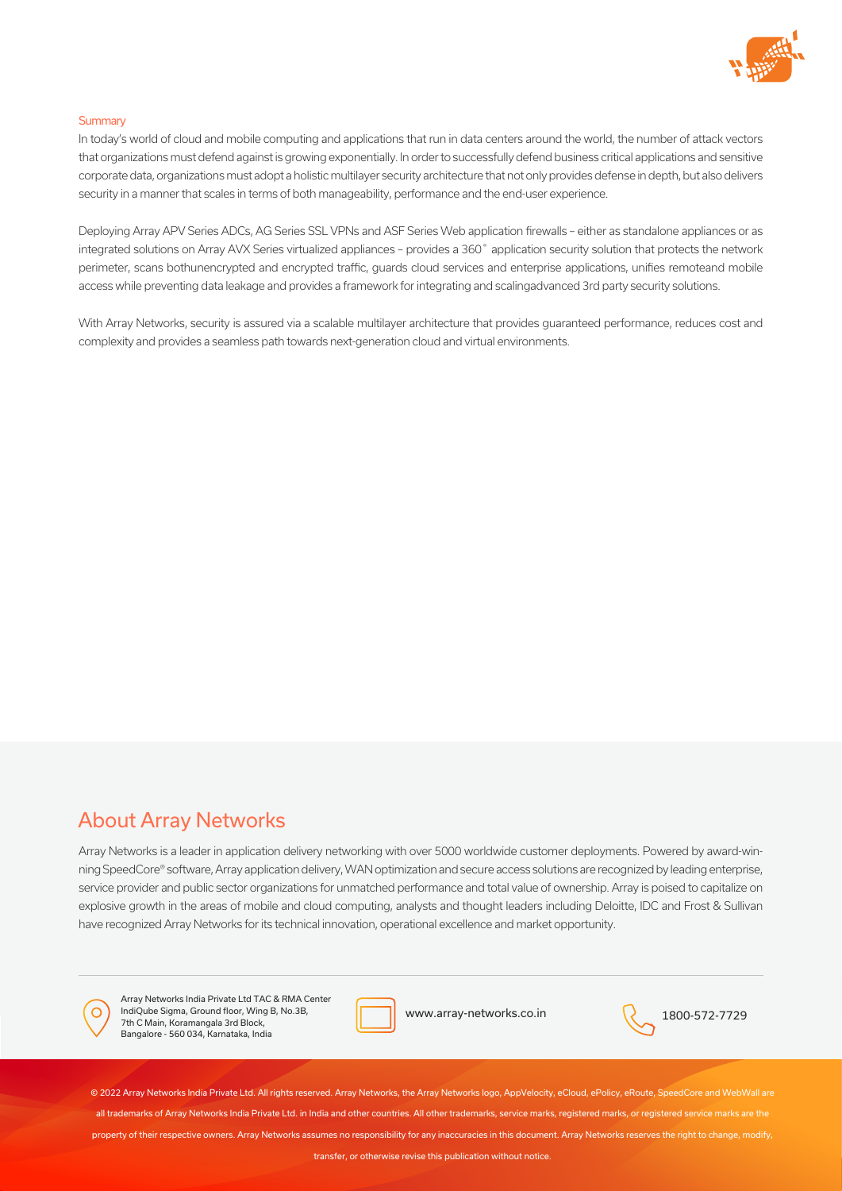## Summary

In today's world of cloud and mobile computing and applications that run in data centers around the world, the number of attack vectors that organizations must defend against is growing exponentially. In order to successfully defend business critical applications and sensitive corporate data, organizations must adopt a holistic multilayer security architecture that not only provides defense in depth, but also delivers security in a manner that scales in terms of both manageability, performance and the end-user experience.

Deploying Array APV Series ADCs, AG Series SSL VPNs and ASF Series Web application firewalls – either as standalone appliances or as integrated solutions on Array AVX Series virtualized appliances – provides a 360° application security solution that protects the network perimeter, scans bothunencrypted and encrypted traffic, guards cloud services and enterprise applications, unifies remoteand mobile access while preventing data leakage and provides a framework for integrating and scalingadvanced 3rd party security solutions.

With Array Networks, security is assured via a scalable multilayer architecture that provides guaranteed performance, reduces cost and complexity and provides a seamless path towards next-generation cloud and virtual environments.

## About Array Networks

Array Networks is a leader in application delivery networking with over 5000 worldwide customer deployments. Powered by award-winning SpeedCore® software, Array application delivery, WAN optimization and secure access solutions are recognized by leading enterprise, service provider and public sector organizations for unmatched performance and total value of ownership. Array is poised to capitalize on explosive growth in the areas of mobile and cloud computing, analysts and thought leaders including Deloitte, IDC and Frost & Sullivan have recognized Array Networks for its technical innovation, operational excellence and market opportunity.

Array Networks India Private Ltd TAC & RMA Center
IndiQube Sigma, Ground floor, Wing B, No.3B,
7th C Main, Koramangala 3rd Block,
Bangalore - 560 034, Karnataka, India

www.array-networks.co.in

1800-572-7729

© 2022 Array Networks India Private Ltd. All rights reserved. Array Networks, the Array Networks logo, AppVelocity, eCloud, ePolicy, eRoute, SpeedCore and WebWall are all trademarks of Array Networks India Private Ltd. in India and other countries. All other trademarks, service marks, registered marks, or registered service marks are the property of their respective owners. Array Networks assumes no responsibility for any inaccuracies in this document. Array Networks reserves the right to change, modify, transfer, or otherwise revise this publication without notice.